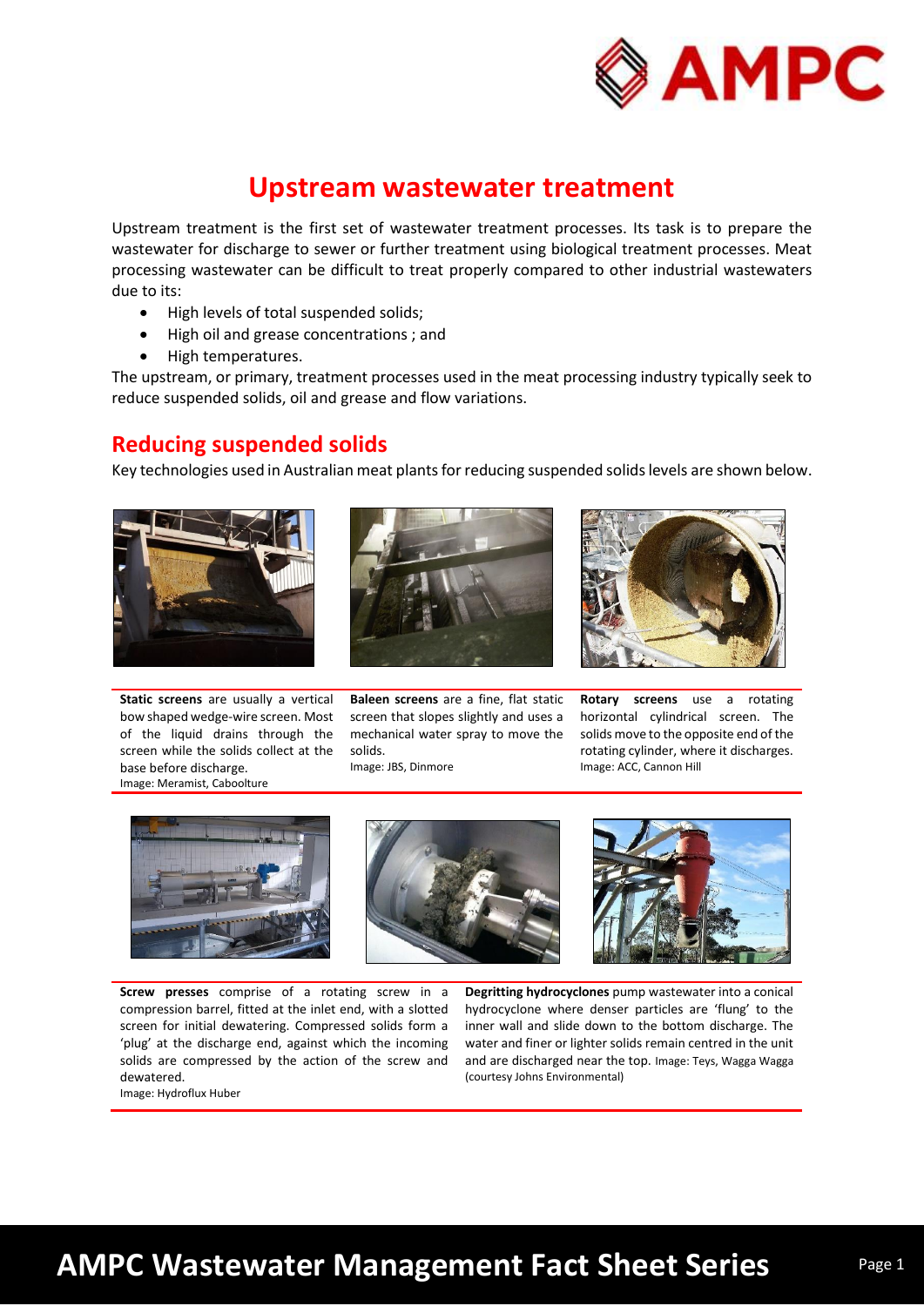# Upstream wastewater treatment

Upstream treatment is the first set of wastewater treatment processes. Its task is to prepare the wastewater for discharge to sewer or further treatment using biological treatment processes. Meat processing wastewater can be difficult to treat properly compared to other industrial wastewaters due to its:

- High levels of total suspended solids;
- High oil and grease concentrations ; and
- High temperatures.

The upstream, or primary, treatment processes used in the meat processing industry typically seek to reduce suspended solids, oil and grease and flow variations.

## Reducing suspended solids

Key technologies used in Australian meat plants for reducing suspended solids levels are shown below.

**Static screens** are usually a vertical bow shaped wedge-wire screen. Most of the liquid drains through the screen while the solids collect at the base before discharge.
Image: Meramist, Caboolture

**Baleen screens** are a fine, flat static screen that slopes slightly and uses a mechanical water spray to move the solids.
Image: JBS, Dinmore

**Rotary screens** use a rotating horizontal cylindrical screen. The solids move to the opposite end of the rotating cylinder, where it discharges.
Image: ACC, Cannon Hill

**Screw presses** comprise of a rotating screw in a compression barrel, fitted at the inlet end, with a slotted screen for initial dewatering. Compressed solids form a 'plug' at the discharge end, against which the incoming solids are compressed by the action of the screw and dewatered.
Image: Hydroflux Huber

**Degritting hydrocyclones** pump wastewater into a conical hydrocyclone where denser particles are 'flung' to the inner wall and slide down to the bottom discharge. The water and finer or lighter solids remain centred in the unit and are discharged near the top. Image: Teys, Wagga Wagga (courtesy Johns Environmental)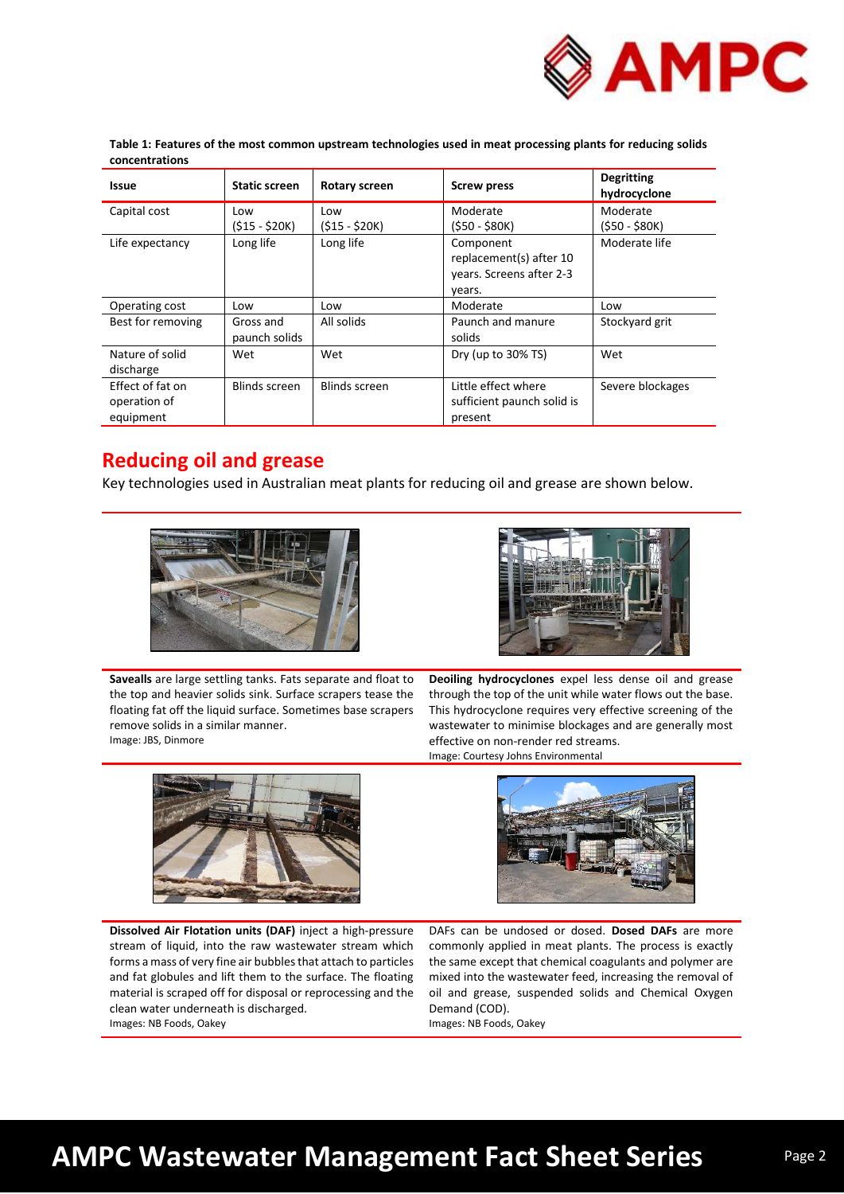**Table 1: Features of the most common upstream technologies used in meat processing plants for reducing solids concentrations**

| Issue | Static screen | Rotary screen | Screw press | Degritting hydrocyclone |
|---|---|---|---|---|
| Capital cost | Low ($15 - $20K) | Low ($15 - $20K) | Moderate ($50 - $80K) | Moderate ($50 - $80K) |
| Life expectancy | Long life | Long life | Component replacement(s) after 10 years. Screens after 2-3 years. | Moderate life |
| Operating cost | Low | Low | Moderate | Low |
| Best for removing | Gross and paunch solids | All solids | Paunch and manure solids | Stockyard grit |
| Nature of solid discharge | Wet | Wet | Dry (up to 30% TS) | Wet |
| Effect of fat on operation of equipment | Blinds screen | Blinds screen | Little effect where sufficient paunch solid is present | Severe blockages |

## Reducing oil and grease

Key technologies used in Australian meat plants for reducing oil and grease are shown below.

**Savealls** are large settling tanks. Fats separate and float to the top and heavier solids sink. Surface scrapers tease the floating fat off the liquid surface. Sometimes base scrapers remove solids in a similar manner.
Image: JBS, Dinmore

**Deoiling hydrocyclones** expel less dense oil and grease through the top of the unit while water flows out the base. This hydrocyclone requires very effective screening of the wastewater to minimise blockages and are generally most effective on non-render red streams.
Image: Courtesy Johns Environmental

**Dissolved Air Flotation units (DAF)** inject a high-pressure stream of liquid, into the raw wastewater stream which forms a mass of very fine air bubbles that attach to particles and fat globules and lift them to the surface. The floating material is scraped off for disposal or reprocessing and the clean water underneath is discharged.
Images: NB Foods, Oakey

DAFs can be undosed or dosed. **Dosed DAFs** are more commonly applied in meat plants. The process is exactly the same except that chemical coagulants and polymer are mixed into the wastewater feed, increasing the removal of oil and grease, suspended solids and Chemical Oxygen Demand (COD).
Images: NB Foods, Oakey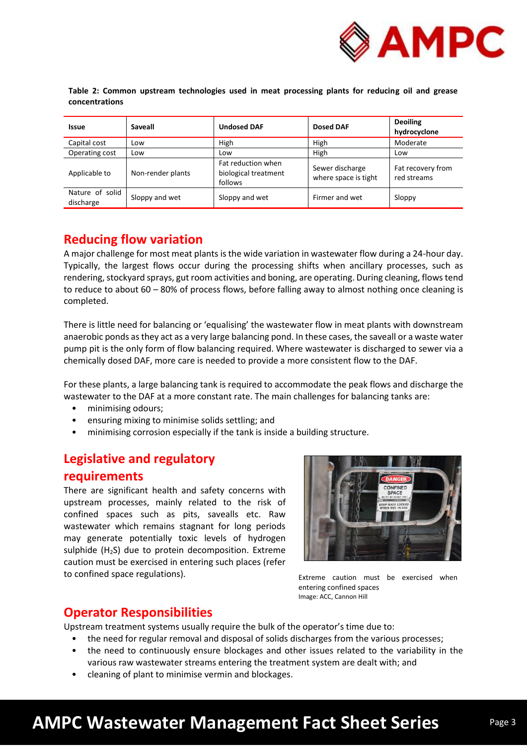**Table 2: Common upstream technologies used in meat processing plants for reducing oil and grease concentrations**

| Issue | Saveall | Undosed DAF | Dosed DAF | Deoiling hydrocyclone |
|---|---|---|---|---|
| Capital cost | Low | High | High | Moderate |
| Operating cost | Low | Low | High | Low |
| Applicable to | Non-render plants | Fat reduction when biological treatment follows | Sewer discharge where space is tight | Fat recovery from red streams |
| Nature of solid discharge | Sloppy and wet | Sloppy and wet | Firmer and wet | Sloppy |

## Reducing flow variation

A major challenge for most meat plants is the wide variation in wastewater flow during a 24-hour day. Typically, the largest flows occur during the processing shifts when ancillary processes, such as rendering, stockyard sprays, gut room activities and boning, are operating. During cleaning, flows tend to reduce to about 60 – 80% of process flows, before falling away to almost nothing once cleaning is completed.

There is little need for balancing or 'equalising' the wastewater flow in meat plants with downstream anaerobic ponds as they act as a very large balancing pond. In these cases, the saveall or a waste water pump pit is the only form of flow balancing required. Where wastewater is discharged to sewer via a chemically dosed DAF, more care is needed to provide a more consistent flow to the DAF.

For these plants, a large balancing tank is required to accommodate the peak flows and discharge the wastewater to the DAF at a more constant rate. The main challenges for balancing tanks are:

- minimising odours;
- ensuring mixing to minimise solids settling; and
- minimising corrosion especially if the tank is inside a building structure.

## Legislative and regulatory requirements

There are significant health and safety concerns with upstream processes, mainly related to the risk of confined spaces such as pits, savealls etc. Raw wastewater which remains stagnant for long periods may generate potentially toxic levels of hydrogen sulphide ($H_2S$) due to protein decomposition. Extreme caution must be exercised in entering such places (refer to confined space regulations).

Extreme caution must be exercised when entering confined spaces
Image: ACC, Cannon Hill

## Operator Responsibilities

Upstream treatment systems usually require the bulk of the operator's time due to:

- the need for regular removal and disposal of solids discharges from the various processes;
- the need to continuously ensure blockages and other issues related to the variability in the various raw wastewater streams entering the treatment system are dealt with; and
- cleaning of plant to minimise vermin and blockages.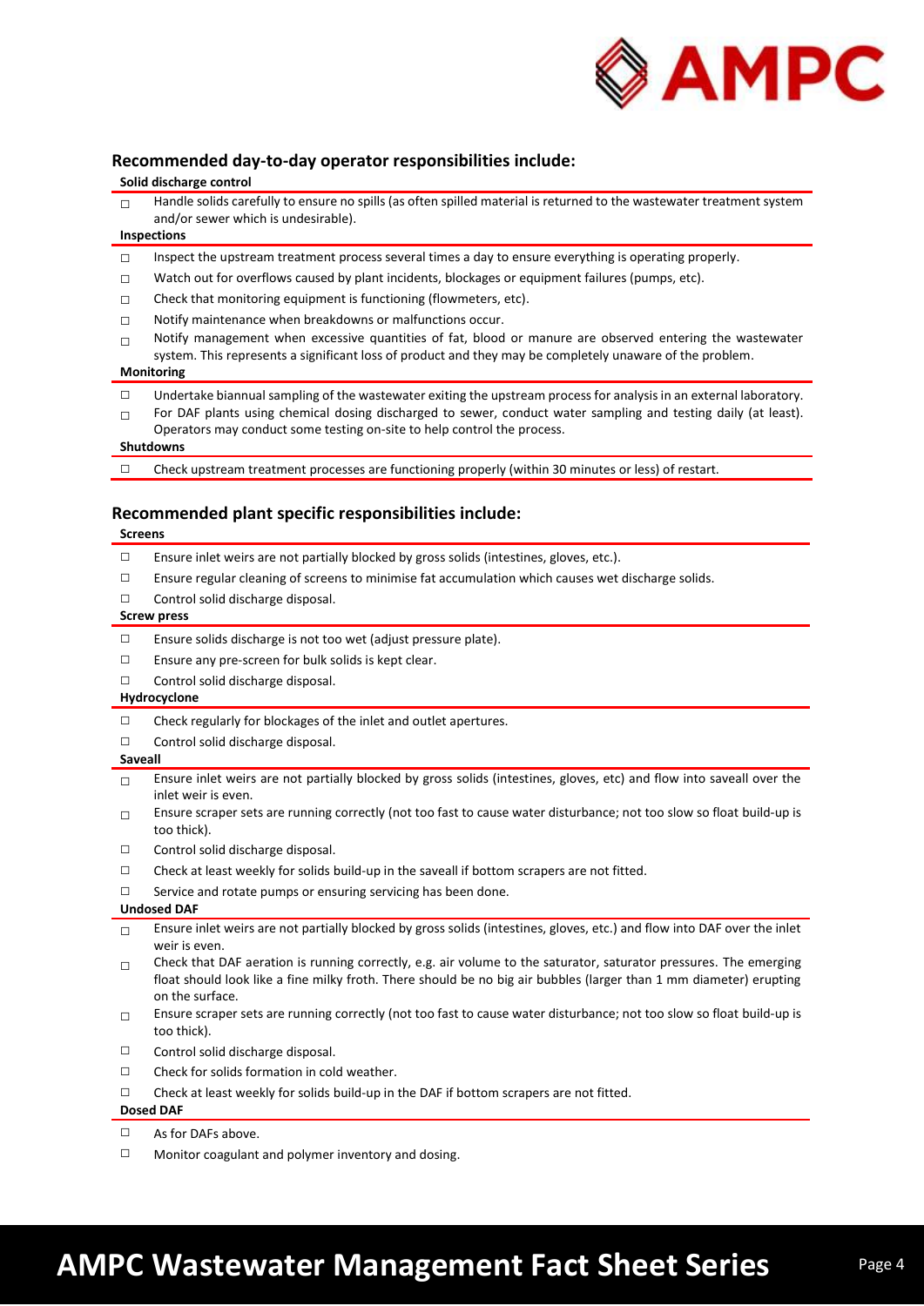## Recommended day-to-day operator responsibilities include:

**Solid discharge control**

- ☐ Handle solids carefully to ensure no spills (as often spilled material is returned to the wastewater treatment system and/or sewer which is undesirable).

**Inspections**

- ☐ Inspect the upstream treatment process several times a day to ensure everything is operating properly.
- ☐ Watch out for overflows caused by plant incidents, blockages or equipment failures (pumps, etc).
- ☐ Check that monitoring equipment is functioning (flowmeters, etc).
- ☐ Notify maintenance when breakdowns or malfunctions occur.
- ☐ Notify management when excessive quantities of fat, blood or manure are observed entering the wastewater system. This represents a significant loss of product and they may be completely unaware of the problem.

**Monitoring**

- ☐ Undertake biannual sampling of the wastewater exiting the upstream process for analysis in an external laboratory.
- ☐ For DAF plants using chemical dosing discharged to sewer, conduct water sampling and testing daily (at least). Operators may conduct some testing on-site to help control the process.

**Shutdowns**

- ☐ Check upstream treatment processes are functioning properly (within 30 minutes or less) of restart.

## Recommended plant specific responsibilities include:

**Screens**

- ☐ Ensure inlet weirs are not partially blocked by gross solids (intestines, gloves, etc.).
- ☐ Ensure regular cleaning of screens to minimise fat accumulation which causes wet discharge solids.
- ☐ Control solid discharge disposal.

**Screw press**

- ☐ Ensure solids discharge is not too wet (adjust pressure plate).
- ☐ Ensure any pre-screen for bulk solids is kept clear.
- ☐ Control solid discharge disposal.

**Hydrocyclone**

- ☐ Check regularly for blockages of the inlet and outlet apertures.
- ☐ Control solid discharge disposal.

**Saveall**

- ☐ Ensure inlet weirs are not partially blocked by gross solids (intestines, gloves, etc) and flow into saveall over the inlet weir is even.
- ☐ Ensure scraper sets are running correctly (not too fast to cause water disturbance; not too slow so float build-up is too thick).
- ☐ Control solid discharge disposal.
- ☐ Check at least weekly for solids build-up in the saveall if bottom scrapers are not fitted.
- ☐ Service and rotate pumps or ensuring servicing has been done.

**Undosed DAF**

- ☐ Ensure inlet weirs are not partially blocked by gross solids (intestines, gloves, etc.) and flow into DAF over the inlet weir is even.
- ☐ Check that DAF aeration is running correctly, e.g. air volume to the saturator, saturator pressures. The emerging float should look like a fine milky froth. There should be no big air bubbles (larger than 1 mm diameter) erupting on the surface.
- ☐ Ensure scraper sets are running correctly (not too fast to cause water disturbance; not too slow so float build-up is too thick).
- ☐ Control solid discharge disposal.
- ☐ Check for solids formation in cold weather.
- ☐ Check at least weekly for solids build-up in the DAF if bottom scrapers are not fitted.

**Dosed DAF**

- ☐ As for DAFs above.
- ☐ Monitor coagulant and polymer inventory and dosing.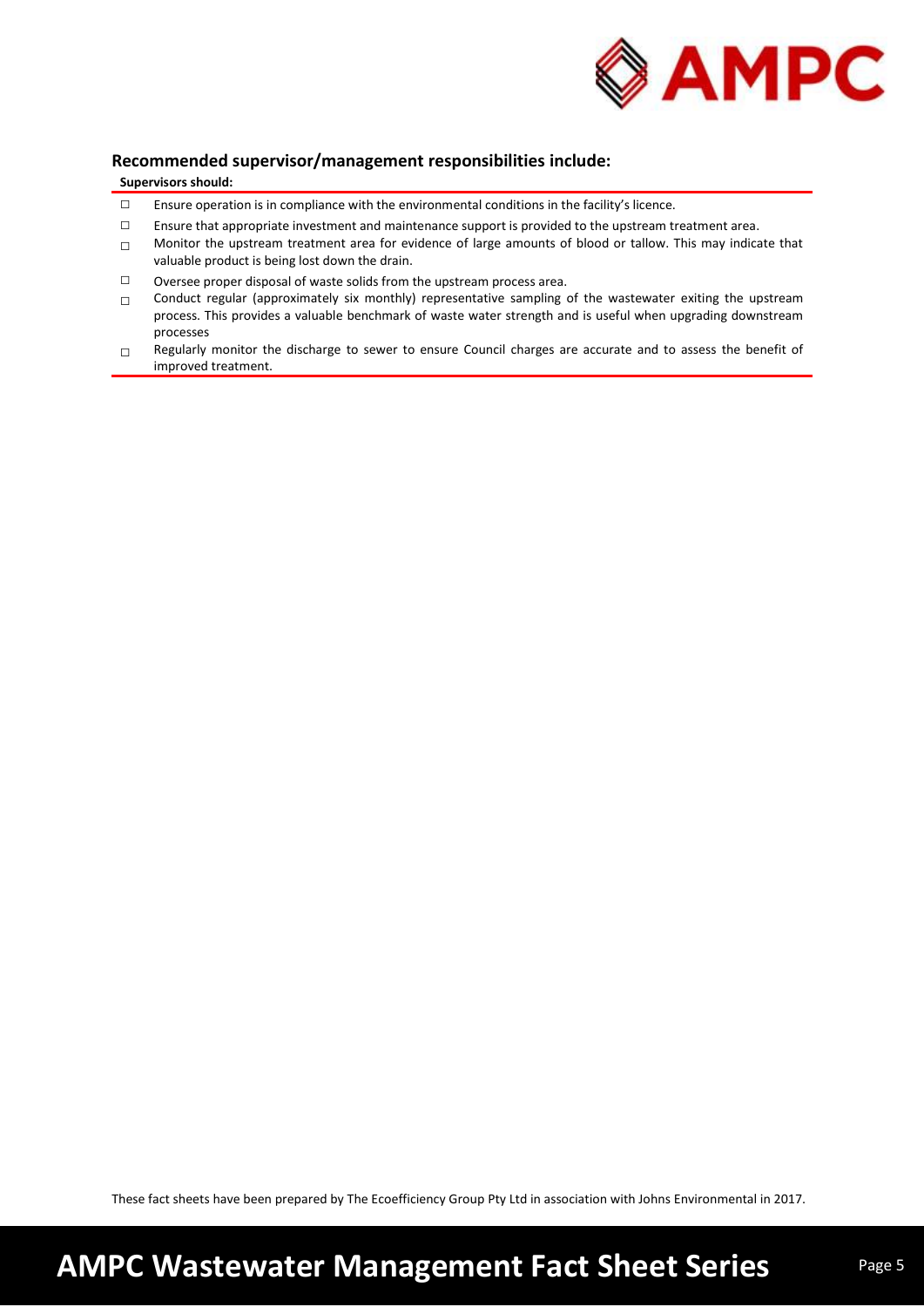## Recommended supervisor/management responsibilities include:

**Supervisors should:**

- ☐ Ensure operation is in compliance with the environmental conditions in the facility's licence.
- ☐ Ensure that appropriate investment and maintenance support is provided to the upstream treatment area.
- ☐ Monitor the upstream treatment area for evidence of large amounts of blood or tallow. This may indicate that valuable product is being lost down the drain.
- ☐ Oversee proper disposal of waste solids from the upstream process area.
- ☐ Conduct regular (approximately six monthly) representative sampling of the wastewater exiting the upstream process. This provides a valuable benchmark of waste water strength and is useful when upgrading downstream processes
- ☐ Regularly monitor the discharge to sewer to ensure Council charges are accurate and to assess the benefit of improved treatment.

These fact sheets have been prepared by The Ecoefficiency Group Pty Ltd in association with Johns Environmental in 2017.